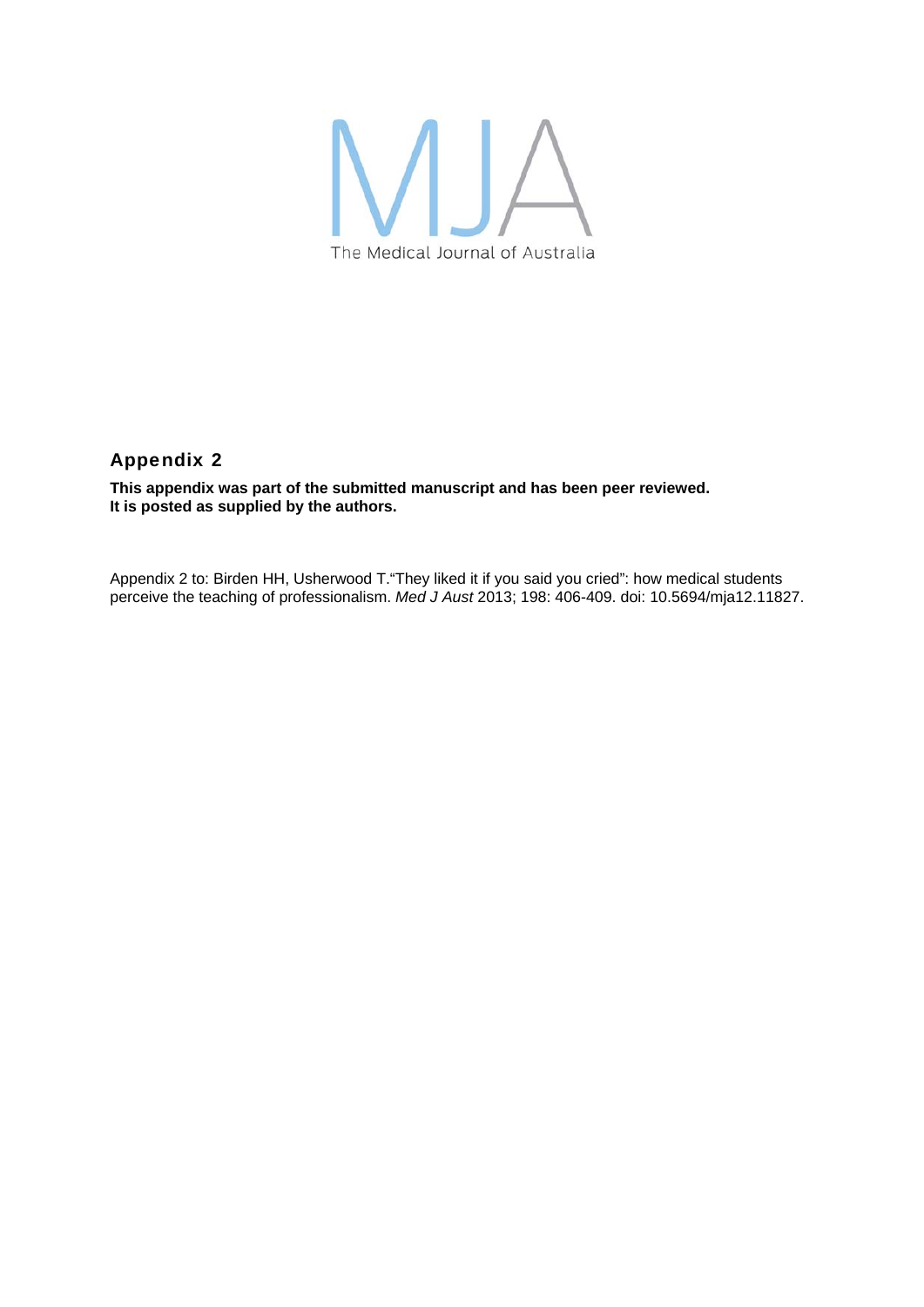MJA

The Medical Journal of Australia

## Appendix 2

**This appendix was part of the submitted manuscript and has been peer reviewed.**
**It is posted as supplied by the authors.**

Appendix 2 to: Birden HH, Usherwood T.“They liked it if you said you cried”: how medical students perceive the teaching of professionalism. *Med J Aust* 2013; 198: 406-409. doi: 10.5694/mja12.11827.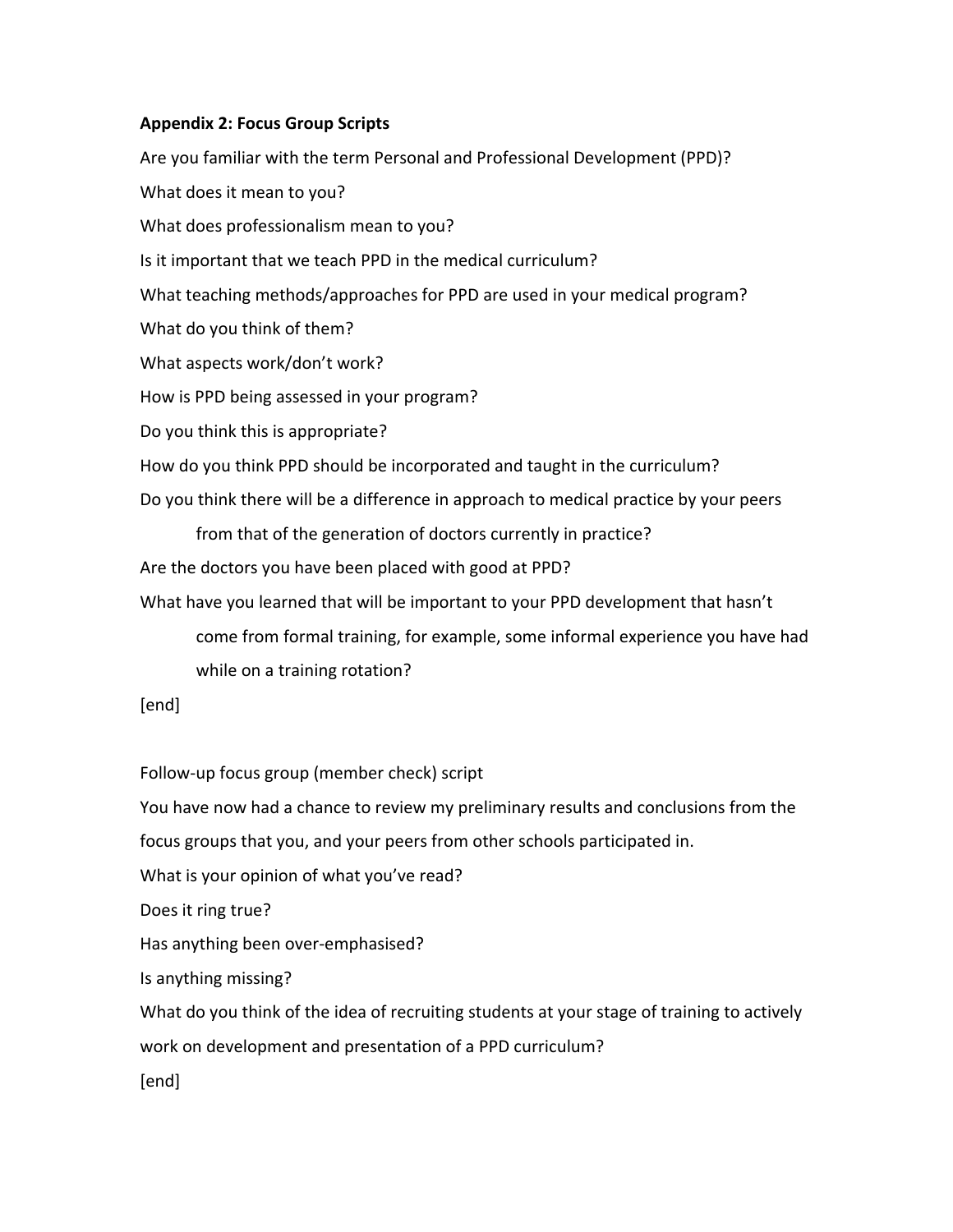**Appendix 2: Focus Group Scripts**

Are you familiar with the term Personal and Professional Development (PPD)?

What does it mean to you?

What does professionalism mean to you?

Is it important that we teach PPD in the medical curriculum?

What teaching methods/approaches for PPD are used in your medical program?

What do you think of them?

What aspects work/don't work?

How is PPD being assessed in your program?

Do you think this is appropriate?

How do you think PPD should be incorporated and taught in the curriculum?

Do you think there will be a difference in approach to medical practice by your peers from that of the generation of doctors currently in practice?

Are the doctors you have been placed with good at PPD?

What have you learned that will be important to your PPD development that hasn't come from formal training, for example, some informal experience you have had while on a training rotation?

[end]

Follow-up focus group (member check) script

You have now had a chance to review my preliminary results and conclusions from the focus groups that you, and your peers from other schools participated in.

What is your opinion of what you've read?

Does it ring true?

Has anything been over-emphasised?

Is anything missing?

What do you think of the idea of recruiting students at your stage of training to actively work on development and presentation of a PPD curriculum?

[end]